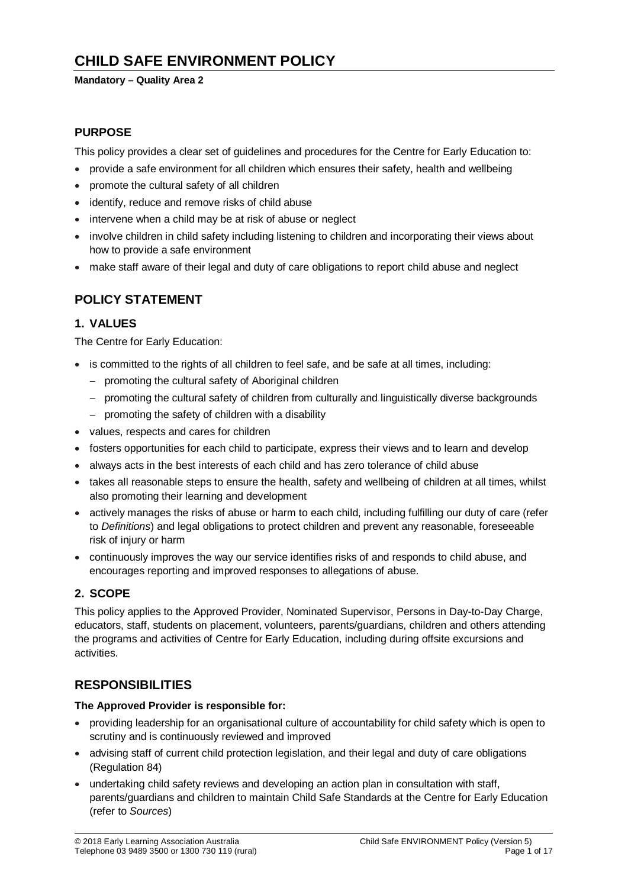# CHILD SAFE ENVIRONMENT POLICY

**Mandatory – Quality Area 2**

## PURPOSE

This policy provides a clear set of guidelines and procedures for the Centre for Early Education to:

- provide a safe environment for all children which ensures their safety, health and wellbeing
- promote the cultural safety of all children
- identify, reduce and remove risks of child abuse
- intervene when a child may be at risk of abuse or neglect
- involve children in child safety including listening to children and incorporating their views about how to provide a safe environment
- make staff aware of their legal and duty of care obligations to report child abuse and neglect

## POLICY STATEMENT

### 1. VALUES

The Centre for Early Education:

- is committed to the rights of all children to feel safe, and be safe at all times, including:
  - promoting the cultural safety of Aboriginal children
  - promoting the cultural safety of children from culturally and linguistically diverse backgrounds
  - promoting the safety of children with a disability
- values, respects and cares for children
- fosters opportunities for each child to participate, express their views and to learn and develop
- always acts in the best interests of each child and has zero tolerance of child abuse
- takes all reasonable steps to ensure the health, safety and wellbeing of children at all times, whilst also promoting their learning and development
- actively manages the risks of abuse or harm to each child, including fulfilling our duty of care (refer to *Definitions*) and legal obligations to protect children and prevent any reasonable, foreseeable risk of injury or harm
- continuously improves the way our service identifies risks of and responds to child abuse, and encourages reporting and improved responses to allegations of abuse.

### 2. SCOPE

This policy applies to the Approved Provider, Nominated Supervisor, Persons in Day-to-Day Charge, educators, staff, students on placement, volunteers, parents/guardians, children and others attending the programs and activities of Centre for Early Education, including during offsite excursions and activities.

## RESPONSIBILITIES

**The Approved Provider is responsible for:**

- providing leadership for an organisational culture of accountability for child safety which is open to scrutiny and is continuously reviewed and improved
- advising staff of current child protection legislation, and their legal and duty of care obligations (Regulation 84)
- undertaking child safety reviews and developing an action plan in consultation with staff, parents/guardians and children to maintain Child Safe Standards at the Centre for Early Education (refer to *Sources*)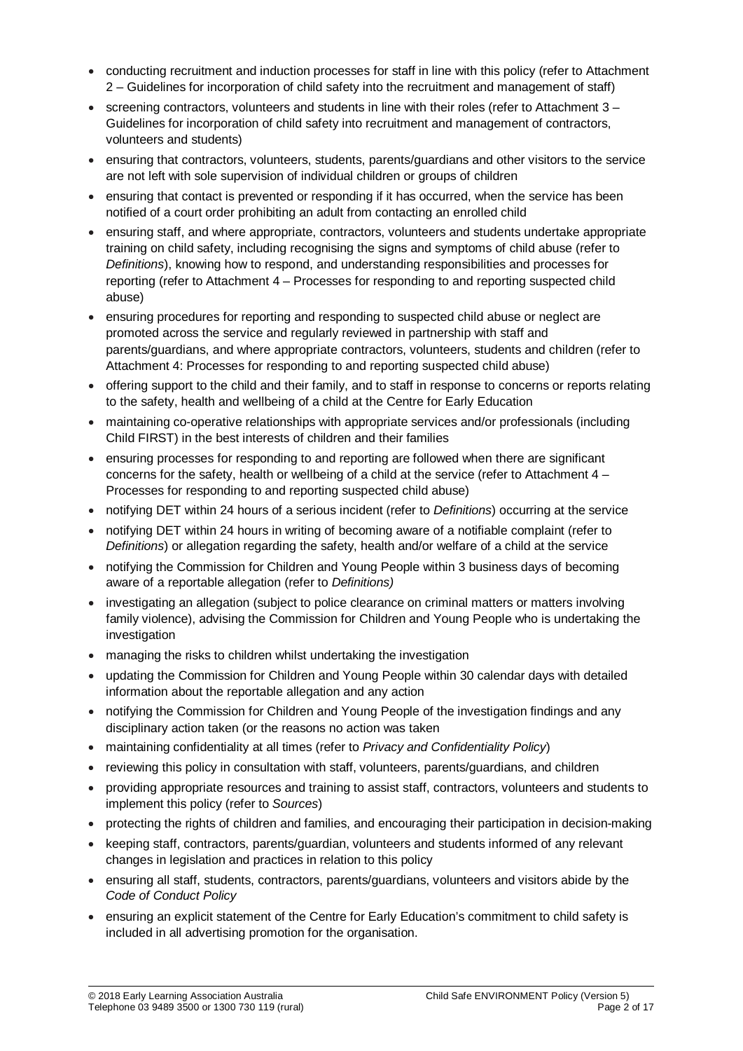- conducting recruitment and induction processes for staff in line with this policy (refer to Attachment 2 – Guidelines for incorporation of child safety into the recruitment and management of staff)
- screening contractors, volunteers and students in line with their roles (refer to Attachment 3 – Guidelines for incorporation of child safety into recruitment and management of contractors, volunteers and students)
- ensuring that contractors, volunteers, students, parents/guardians and other visitors to the service are not left with sole supervision of individual children or groups of children
- ensuring that contact is prevented or responding if it has occurred, when the service has been notified of a court order prohibiting an adult from contacting an enrolled child
- ensuring staff, and where appropriate, contractors, volunteers and students undertake appropriate training on child safety, including recognising the signs and symptoms of child abuse (refer to *Definitions*), knowing how to respond, and understanding responsibilities and processes for reporting (refer to Attachment 4 – Processes for responding to and reporting suspected child abuse)
- ensuring procedures for reporting and responding to suspected child abuse or neglect are promoted across the service and regularly reviewed in partnership with staff and parents/guardians, and where appropriate contractors, volunteers, students and children (refer to Attachment 4: Processes for responding to and reporting suspected child abuse)
- offering support to the child and their family, and to staff in response to concerns or reports relating to the safety, health and wellbeing of a child at the Centre for Early Education
- maintaining co-operative relationships with appropriate services and/or professionals (including Child FIRST) in the best interests of children and their families
- ensuring processes for responding to and reporting are followed when there are significant concerns for the safety, health or wellbeing of a child at the service (refer to Attachment 4 – Processes for responding to and reporting suspected child abuse)
- notifying DET within 24 hours of a serious incident (refer to *Definitions*) occurring at the service
- notifying DET within 24 hours in writing of becoming aware of a notifiable complaint (refer to *Definitions*) or allegation regarding the safety, health and/or welfare of a child at the service
- notifying the Commission for Children and Young People within 3 business days of becoming aware of a reportable allegation (refer to *Definitions)*
- investigating an allegation (subject to police clearance on criminal matters or matters involving family violence), advising the Commission for Children and Young People who is undertaking the investigation
- managing the risks to children whilst undertaking the investigation
- updating the Commission for Children and Young People within 30 calendar days with detailed information about the reportable allegation and any action
- notifying the Commission for Children and Young People of the investigation findings and any disciplinary action taken (or the reasons no action was taken
- maintaining confidentiality at all times (refer to *Privacy and Confidentiality Policy*)
- reviewing this policy in consultation with staff, volunteers, parents/guardians, and children
- providing appropriate resources and training to assist staff, contractors, volunteers and students to implement this policy (refer to *Sources*)
- protecting the rights of children and families, and encouraging their participation in decision-making
- keeping staff, contractors, parents/guardian, volunteers and students informed of any relevant changes in legislation and practices in relation to this policy
- ensuring all staff, students, contractors, parents/guardians, volunteers and visitors abide by the *Code of Conduct Policy*
- ensuring an explicit statement of the Centre for Early Education's commitment to child safety is included in all advertising promotion for the organisation.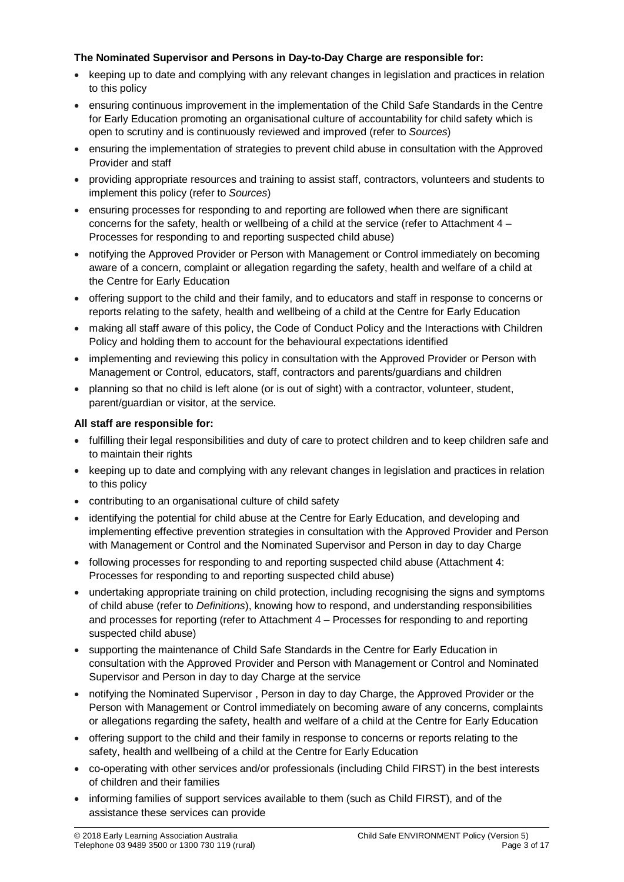**The Nominated Supervisor and Persons in Day-to-Day Charge are responsible for:**

- keeping up to date and complying with any relevant changes in legislation and practices in relation to this policy
- ensuring continuous improvement in the implementation of the Child Safe Standards in the Centre for Early Education promoting an organisational culture of accountability for child safety which is open to scrutiny and is continuously reviewed and improved (refer to *Sources*)
- ensuring the implementation of strategies to prevent child abuse in consultation with the Approved Provider and staff
- providing appropriate resources and training to assist staff, contractors, volunteers and students to implement this policy (refer to *Sources*)
- ensuring processes for responding to and reporting are followed when there are significant concerns for the safety, health or wellbeing of a child at the service (refer to Attachment 4 – Processes for responding to and reporting suspected child abuse)
- notifying the Approved Provider or Person with Management or Control immediately on becoming aware of a concern, complaint or allegation regarding the safety, health and welfare of a child at the Centre for Early Education
- offering support to the child and their family, and to educators and staff in response to concerns or reports relating to the safety, health and wellbeing of a child at the Centre for Early Education
- making all staff aware of this policy, the Code of Conduct Policy and the Interactions with Children Policy and holding them to account for the behavioural expectations identified
- implementing and reviewing this policy in consultation with the Approved Provider or Person with Management or Control, educators, staff, contractors and parents/guardians and children
- planning so that no child is left alone (or is out of sight) with a contractor, volunteer, student, parent/guardian or visitor, at the service.

**All staff are responsible for:**

- fulfilling their legal responsibilities and duty of care to protect children and to keep children safe and to maintain their rights
- keeping up to date and complying with any relevant changes in legislation and practices in relation to this policy
- contributing to an organisational culture of child safety
- identifying the potential for child abuse at the Centre for Early Education, and developing and implementing effective prevention strategies in consultation with the Approved Provider and Person with Management or Control and the Nominated Supervisor and Person in day to day Charge
- following processes for responding to and reporting suspected child abuse (Attachment 4: Processes for responding to and reporting suspected child abuse)
- undertaking appropriate training on child protection, including recognising the signs and symptoms of child abuse (refer to *Definitions*), knowing how to respond, and understanding responsibilities and processes for reporting (refer to Attachment 4 – Processes for responding to and reporting suspected child abuse)
- supporting the maintenance of Child Safe Standards in the Centre for Early Education in consultation with the Approved Provider and Person with Management or Control and Nominated Supervisor and Person in day to day Charge at the service
- notifying the Nominated Supervisor , Person in day to day Charge, the Approved Provider or the Person with Management or Control immediately on becoming aware of any concerns, complaints or allegations regarding the safety, health and welfare of a child at the Centre for Early Education
- offering support to the child and their family in response to concerns or reports relating to the safety, health and wellbeing of a child at the Centre for Early Education
- co-operating with other services and/or professionals (including Child FIRST) in the best interests of children and their families
- informing families of support services available to them (such as Child FIRST), and of the assistance these services can provide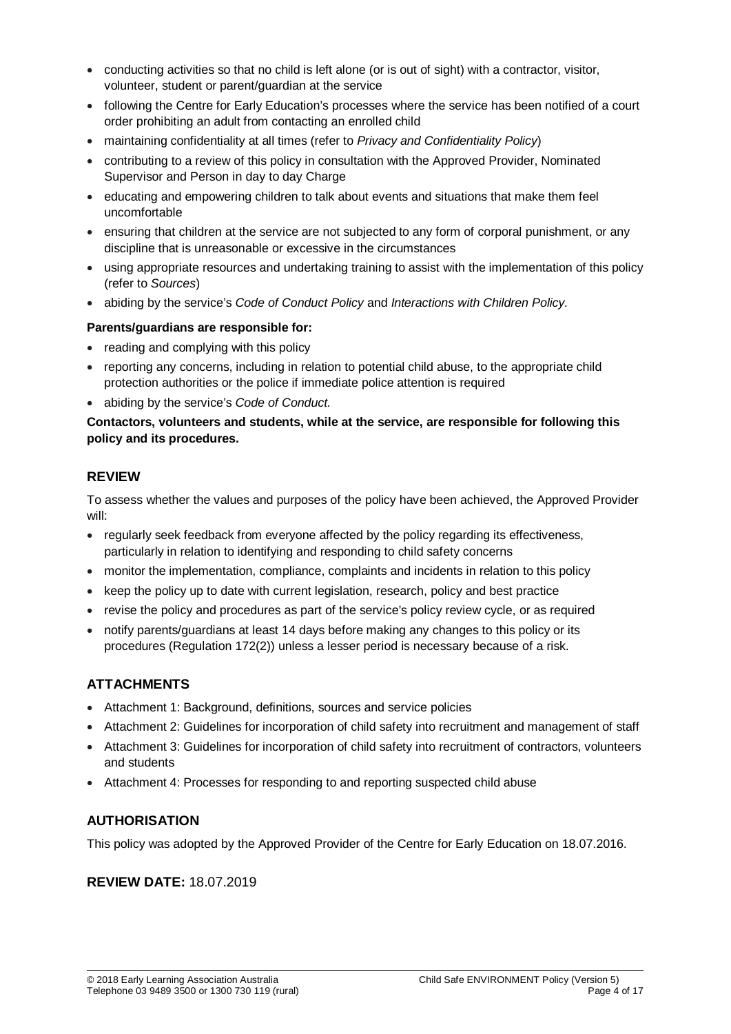- conducting activities so that no child is left alone (or is out of sight) with a contractor, visitor, volunteer, student or parent/guardian at the service
- following the Centre for Early Education's processes where the service has been notified of a court order prohibiting an adult from contacting an enrolled child
- maintaining confidentiality at all times (refer to *Privacy and Confidentiality Policy*)
- contributing to a review of this policy in consultation with the Approved Provider, Nominated Supervisor and Person in day to day Charge
- educating and empowering children to talk about events and situations that make them feel uncomfortable
- ensuring that children at the service are not subjected to any form of corporal punishment, or any discipline that is unreasonable or excessive in the circumstances
- using appropriate resources and undertaking training to assist with the implementation of this policy (refer to *Sources*)
- abiding by the service's *Code of Conduct Policy* and *Interactions with Children Policy.*

**Parents/guardians are responsible for:**

- reading and complying with this policy
- reporting any concerns, including in relation to potential child abuse, to the appropriate child protection authorities or the police if immediate police attention is required
- abiding by the service's *Code of Conduct.*

**Contactors, volunteers and students, while at the service, are responsible for following this policy and its procedures.**

## REVIEW

To assess whether the values and purposes of the policy have been achieved, the Approved Provider will:

- regularly seek feedback from everyone affected by the policy regarding its effectiveness, particularly in relation to identifying and responding to child safety concerns
- monitor the implementation, compliance, complaints and incidents in relation to this policy
- keep the policy up to date with current legislation, research, policy and best practice
- revise the policy and procedures as part of the service's policy review cycle, or as required
- notify parents/guardians at least 14 days before making any changes to this policy or its procedures (Regulation 172(2)) unless a lesser period is necessary because of a risk.

## ATTACHMENTS

- Attachment 1: Background, definitions, sources and service policies
- Attachment 2: Guidelines for incorporation of child safety into recruitment and management of staff
- Attachment 3: Guidelines for incorporation of child safety into recruitment of contractors, volunteers and students
- Attachment 4: Processes for responding to and reporting suspected child abuse

## AUTHORISATION

This policy was adopted by the Approved Provider of the Centre for Early Education on 18.07.2016.

**REVIEW DATE:** 18.07.2019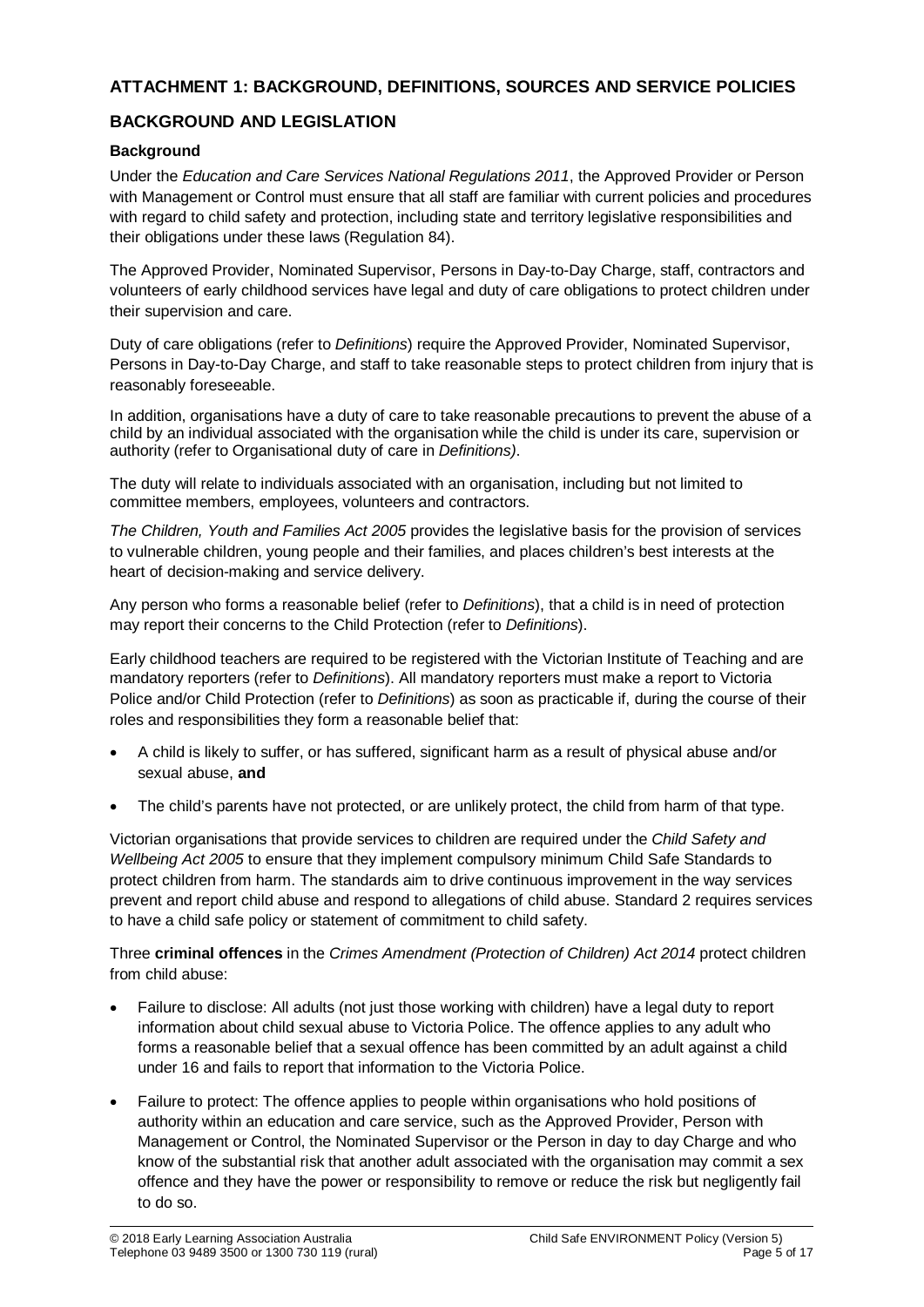## ATTACHMENT 1: BACKGROUND, DEFINITIONS, SOURCES AND SERVICE POLICIES

## BACKGROUND AND LEGISLATION

### Background

Under the *Education and Care Services National Regulations 2011*, the Approved Provider or Person with Management or Control must ensure that all staff are familiar with current policies and procedures with regard to child safety and protection, including state and territory legislative responsibilities and their obligations under these laws (Regulation 84).

The Approved Provider, Nominated Supervisor, Persons in Day-to-Day Charge, staff, contractors and volunteers of early childhood services have legal and duty of care obligations to protect children under their supervision and care.

Duty of care obligations (refer to *Definitions*) require the Approved Provider, Nominated Supervisor, Persons in Day-to-Day Charge, and staff to take reasonable steps to protect children from injury that is reasonably foreseeable.

In addition, organisations have a duty of care to take reasonable precautions to prevent the abuse of a child by an individual associated with the organisation while the child is under its care, supervision or authority (refer to Organisational duty of care in *Definitions)*.

The duty will relate to individuals associated with an organisation, including but not limited to committee members, employees, volunteers and contractors.

*The Children, Youth and Families Act 2005* provides the legislative basis for the provision of services to vulnerable children, young people and their families, and places children's best interests at the heart of decision-making and service delivery.

Any person who forms a reasonable belief (refer to *Definitions*), that a child is in need of protection may report their concerns to the Child Protection (refer to *Definitions*).

Early childhood teachers are required to be registered with the Victorian Institute of Teaching and are mandatory reporters (refer to *Definitions*). All mandatory reporters must make a report to Victoria Police and/or Child Protection (refer to *Definitions*) as soon as practicable if, during the course of their roles and responsibilities they form a reasonable belief that:

- A child is likely to suffer, or has suffered, significant harm as a result of physical abuse and/or sexual abuse, **and**
- The child's parents have not protected, or are unlikely protect, the child from harm of that type.

Victorian organisations that provide services to children are required under the *Child Safety and Wellbeing Act 2005* to ensure that they implement compulsory minimum Child Safe Standards to protect children from harm. The standards aim to drive continuous improvement in the way services prevent and report child abuse and respond to allegations of child abuse. Standard 2 requires services to have a child safe policy or statement of commitment to child safety.

Three **criminal offences** in the *Crimes Amendment (Protection of Children) Act 2014* protect children from child abuse:

- Failure to disclose: All adults (not just those working with children) have a legal duty to report information about child sexual abuse to Victoria Police. The offence applies to any adult who forms a reasonable belief that a sexual offence has been committed by an adult against a child under 16 and fails to report that information to the Victoria Police.
- Failure to protect: The offence applies to people within organisations who hold positions of authority within an education and care service, such as the Approved Provider, Person with Management or Control, the Nominated Supervisor or the Person in day to day Charge and who know of the substantial risk that another adult associated with the organisation may commit a sex offence and they have the power or responsibility to remove or reduce the risk but negligently fail to do so.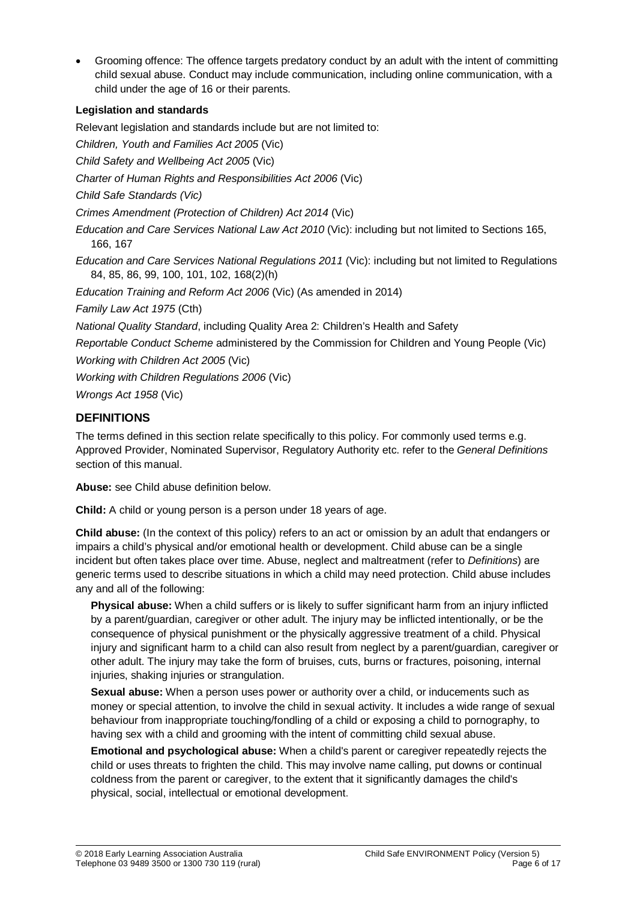- Grooming offence: The offence targets predatory conduct by an adult with the intent of committing child sexual abuse. Conduct may include communication, including online communication, with a child under the age of 16 or their parents.

**Legislation and standards**

Relevant legislation and standards include but are not limited to:

*Children, Youth and Families Act 2005* (Vic)

*Child Safety and Wellbeing Act 2005* (Vic)

*Charter of Human Rights and Responsibilities Act 2006* (Vic)

*Child Safe Standards (Vic)*

*Crimes Amendment (Protection of Children) Act 2014* (Vic)

*Education and Care Services National Law Act 2010* (Vic): including but not limited to Sections 165, 166, 167

*Education and Care Services National Regulations 2011* (Vic): including but not limited to Regulations 84, 85, 86, 99, 100, 101, 102, 168(2)(h)

*Education Training and Reform Act 2006* (Vic) (As amended in 2014)

*Family Law Act 1975* (Cth)

*National Quality Standard*, including Quality Area 2: Children's Health and Safety

*Reportable Conduct Scheme* administered by the Commission for Children and Young People (Vic)

*Working with Children Act 2005* (Vic)

*Working with Children Regulations 2006* (Vic)

*Wrongs Act 1958* (Vic)

## DEFINITIONS

The terms defined in this section relate specifically to this policy. For commonly used terms e.g. Approved Provider, Nominated Supervisor, Regulatory Authority etc. refer to the *General Definitions* section of this manual.

**Abuse:** see Child abuse definition below.

**Child:** A child or young person is a person under 18 years of age.

**Child abuse:** (In the context of this policy) refers to an act or omission by an adult that endangers or impairs a child's physical and/or emotional health or development. Child abuse can be a single incident but often takes place over time. Abuse, neglect and maltreatment (refer to *Definitions*) are generic terms used to describe situations in which a child may need protection. Child abuse includes any and all of the following:

**Physical abuse:** When a child suffers or is likely to suffer significant harm from an injury inflicted by a parent/guardian, caregiver or other adult. The injury may be inflicted intentionally, or be the consequence of physical punishment or the physically aggressive treatment of a child. Physical injury and significant harm to a child can also result from neglect by a parent/guardian, caregiver or other adult. The injury may take the form of bruises, cuts, burns or fractures, poisoning, internal injuries, shaking injuries or strangulation.

**Sexual abuse:** When a person uses power or authority over a child, or inducements such as money or special attention, to involve the child in sexual activity. It includes a wide range of sexual behaviour from inappropriate touching/fondling of a child or exposing a child to pornography, to having sex with a child and grooming with the intent of committing child sexual abuse.

**Emotional and psychological abuse:** When a child's parent or caregiver repeatedly rejects the child or uses threats to frighten the child. This may involve name calling, put downs or continual coldness from the parent or caregiver, to the extent that it significantly damages the child's physical, social, intellectual or emotional development.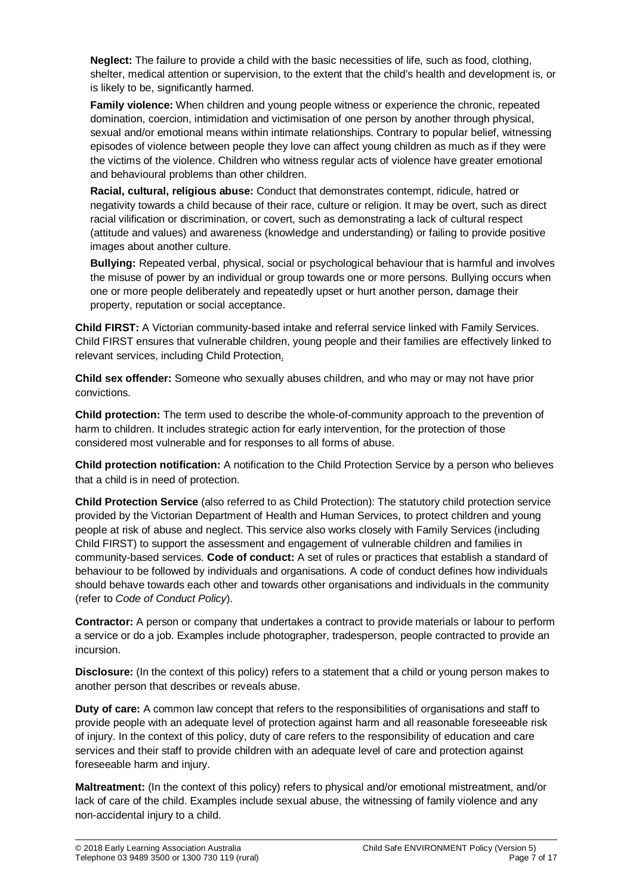**Neglect:** The failure to provide a child with the basic necessities of life, such as food, clothing, shelter, medical attention or supervision, to the extent that the child's health and development is, or is likely to be, significantly harmed.

**Family violence:** When children and young people witness or experience the chronic, repeated domination, coercion, intimidation and victimisation of one person by another through physical, sexual and/or emotional means within intimate relationships. Contrary to popular belief, witnessing episodes of violence between people they love can affect young children as much as if they were the victims of the violence. Children who witness regular acts of violence have greater emotional and behavioural problems than other children.

**Racial, cultural, religious abuse:** Conduct that demonstrates contempt, ridicule, hatred or negativity towards a child because of their race, culture or religion. It may be overt, such as direct racial vilification or discrimination, or covert, such as demonstrating a lack of cultural respect (attitude and values) and awareness (knowledge and understanding) or failing to provide positive images about another culture.

**Bullying:** Repeated verbal, physical, social or psychological behaviour that is harmful and involves the misuse of power by an individual or group towards one or more persons. Bullying occurs when one or more people deliberately and repeatedly upset or hurt another person, damage their property, reputation or social acceptance.

**Child FIRST:** A Victorian community-based intake and referral service linked with Family Services. Child FIRST ensures that vulnerable children, young people and their families are effectively linked to relevant services, including Child Protection.

**Child sex offender:** Someone who sexually abuses children, and who may or may not have prior convictions.

**Child protection:** The term used to describe the whole-of-community approach to the prevention of harm to children. It includes strategic action for early intervention, for the protection of those considered most vulnerable and for responses to all forms of abuse.

**Child protection notification:** A notification to the Child Protection Service by a person who believes that a child is in need of protection.

**Child Protection Service** (also referred to as Child Protection): The statutory child protection service provided by the Victorian Department of Health and Human Services, to protect children and young people at risk of abuse and neglect. This service also works closely with Family Services (including Child FIRST) to support the assessment and engagement of vulnerable children and families in community-based services. **Code of conduct:** A set of rules or practices that establish a standard of behaviour to be followed by individuals and organisations. A code of conduct defines how individuals should behave towards each other and towards other organisations and individuals in the community (refer to *Code of Conduct Policy*).

**Contractor:** A person or company that undertakes a contract to provide materials or labour to perform a service or do a job. Examples include photographer, tradesperson, people contracted to provide an incursion.

**Disclosure:** (In the context of this policy) refers to a statement that a child or young person makes to another person that describes or reveals abuse.

**Duty of care:** A common law concept that refers to the responsibilities of organisations and staff to provide people with an adequate level of protection against harm and all reasonable foreseeable risk of injury. In the context of this policy, duty of care refers to the responsibility of education and care services and their staff to provide children with an adequate level of care and protection against foreseeable harm and injury.

**Maltreatment:** (In the context of this policy) refers to physical and/or emotional mistreatment, and/or lack of care of the child. Examples include sexual abuse, the witnessing of family violence and any non-accidental injury to a child.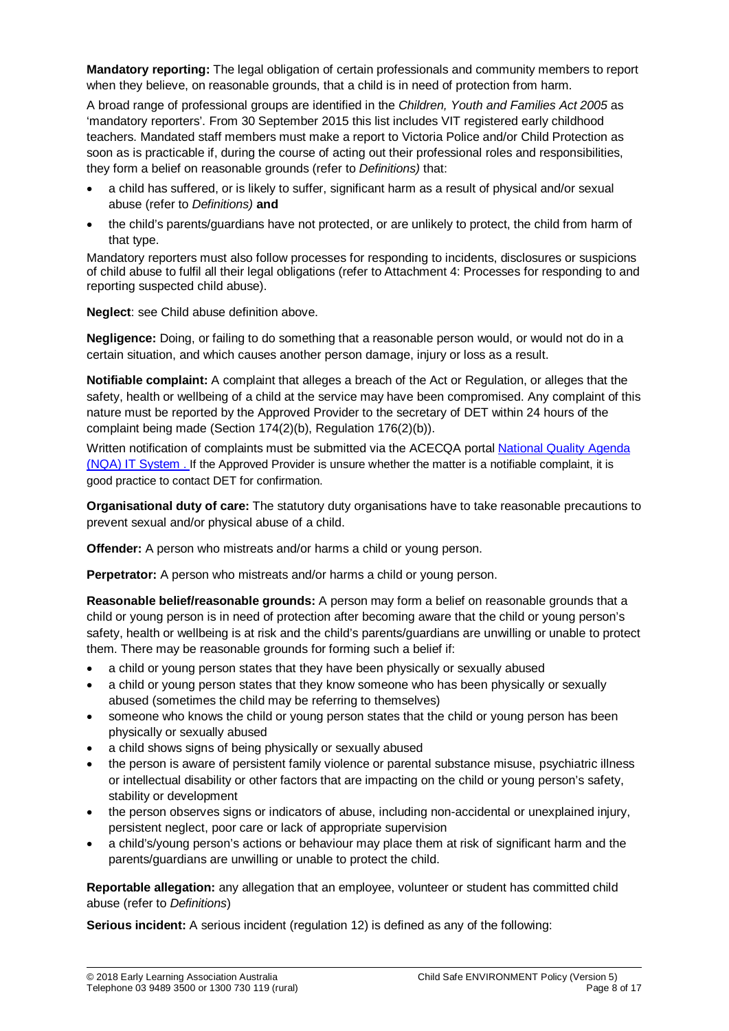**Mandatory reporting:** The legal obligation of certain professionals and community members to report when they believe, on reasonable grounds, that a child is in need of protection from harm.

A broad range of professional groups are identified in the *Children, Youth and Families Act 2005* as 'mandatory reporters'. From 30 September 2015 this list includes VIT registered early childhood teachers. Mandated staff members must make a report to Victoria Police and/or Child Protection as soon as is practicable if, during the course of acting out their professional roles and responsibilities, they form a belief on reasonable grounds (refer to *Definitions)* that:

- a child has suffered, or is likely to suffer, significant harm as a result of physical and/or sexual abuse (refer to *Definitions)* **and**
- the child's parents/guardians have not protected, or are unlikely to protect, the child from harm of that type.

Mandatory reporters must also follow processes for responding to incidents, disclosures or suspicions of child abuse to fulfil all their legal obligations (refer to Attachment 4: Processes for responding to and reporting suspected child abuse).

**Neglect**: see Child abuse definition above.

**Negligence:** Doing, or failing to do something that a reasonable person would, or would not do in a certain situation, and which causes another person damage, injury or loss as a result.

**Notifiable complaint:** A complaint that alleges a breach of the Act or Regulation, or alleges that the safety, health or wellbeing of a child at the service may have been compromised. Any complaint of this nature must be reported by the Approved Provider to the secretary of DET within 24 hours of the complaint being made (Section 174(2)(b), Regulation 176(2)(b)).

Written notification of complaints must be submitted via the ACECQA portal National Quality Agenda (NQA) IT System . If the Approved Provider is unsure whether the matter is a notifiable complaint, it is good practice to contact DET for confirmation.

**Organisational duty of care:** The statutory duty organisations have to take reasonable precautions to prevent sexual and/or physical abuse of a child.

**Offender:** A person who mistreats and/or harms a child or young person.

**Perpetrator:** A person who mistreats and/or harms a child or young person.

**Reasonable belief/reasonable grounds:** A person may form a belief on reasonable grounds that a child or young person is in need of protection after becoming aware that the child or young person's safety, health or wellbeing is at risk and the child's parents/guardians are unwilling or unable to protect them. There may be reasonable grounds for forming such a belief if:

- a child or young person states that they have been physically or sexually abused
- a child or young person states that they know someone who has been physically or sexually abused (sometimes the child may be referring to themselves)
- someone who knows the child or young person states that the child or young person has been physically or sexually abused
- a child shows signs of being physically or sexually abused
- the person is aware of persistent family violence or parental substance misuse, psychiatric illness or intellectual disability or other factors that are impacting on the child or young person's safety, stability or development
- the person observes signs or indicators of abuse, including non-accidental or unexplained injury, persistent neglect, poor care or lack of appropriate supervision
- a child's/young person's actions or behaviour may place them at risk of significant harm and the parents/guardians are unwilling or unable to protect the child.

**Reportable allegation:** any allegation that an employee, volunteer or student has committed child abuse (refer to *Definitions*)

**Serious incident:** A serious incident (regulation 12) is defined as any of the following: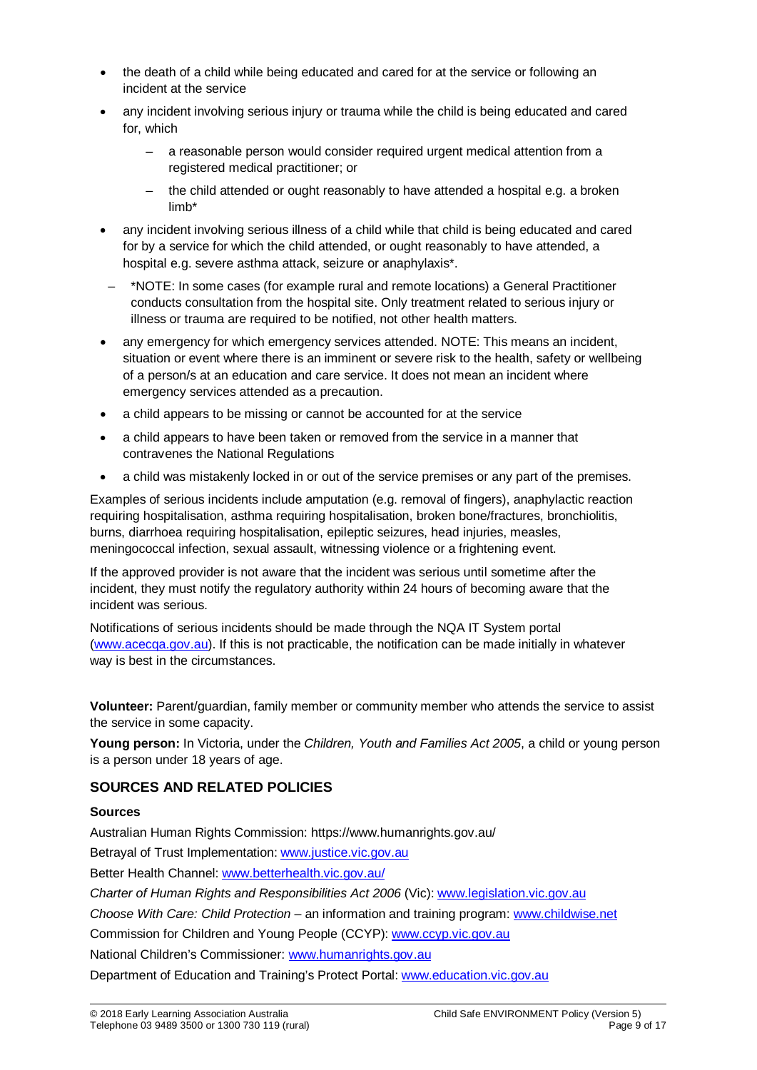- the death of a child while being educated and cared for at the service or following an incident at the service
- any incident involving serious injury or trauma while the child is being educated and cared for, which
  - a reasonable person would consider required urgent medical attention from a registered medical practitioner; or
  - the child attended or ought reasonably to have attended a hospital e.g. a broken limb*
- any incident involving serious illness of a child while that child is being educated and cared for by a service for which the child attended, or ought reasonably to have attended, a hospital e.g. severe asthma attack, seizure or anaphylaxis*.
  - *NOTE: In some cases (for example rural and remote locations) a General Practitioner conducts consultation from the hospital site. Only treatment related to serious injury or illness or trauma are required to be notified, not other health matters.
- any emergency for which emergency services attended. NOTE: This means an incident, situation or event where there is an imminent or severe risk to the health, safety or wellbeing of a person/s at an education and care service. It does not mean an incident where emergency services attended as a precaution.
- a child appears to be missing or cannot be accounted for at the service
- a child appears to have been taken or removed from the service in a manner that contravenes the National Regulations
- a child was mistakenly locked in or out of the service premises or any part of the premises.

Examples of serious incidents include amputation (e.g. removal of fingers), anaphylactic reaction requiring hospitalisation, asthma requiring hospitalisation, broken bone/fractures, bronchiolitis, burns, diarrhoea requiring hospitalisation, epileptic seizures, head injuries, measles, meningococcal infection, sexual assault, witnessing violence or a frightening event.

If the approved provider is not aware that the incident was serious until sometime after the incident, they must notify the regulatory authority within 24 hours of becoming aware that the incident was serious.

Notifications of serious incidents should be made through the NQA IT System portal (www.acecqa.gov.au). If this is not practicable, the notification can be made initially in whatever way is best in the circumstances.

**Volunteer:** Parent/guardian, family member or community member who attends the service to assist the service in some capacity.

**Young person:** In Victoria, under the *Children, Youth and Families Act 2005*, a child or young person is a person under 18 years of age.

## SOURCES AND RELATED POLICIES

### Sources

Australian Human Rights Commission: https://www.humanrights.gov.au/

Betrayal of Trust Implementation: www.justice.vic.gov.au

Better Health Channel: www.betterhealth.vic.gov.au/

*Charter of Human Rights and Responsibilities Act 2006* (Vic): www.legislation.vic.gov.au

*Choose With Care: Child Protection* – an information and training program: www.childwise.net

Commission for Children and Young People (CCYP): www.ccyp.vic.gov.au

National Children's Commissioner: www.humanrights.gov.au

Department of Education and Training's Protect Portal: www.education.vic.gov.au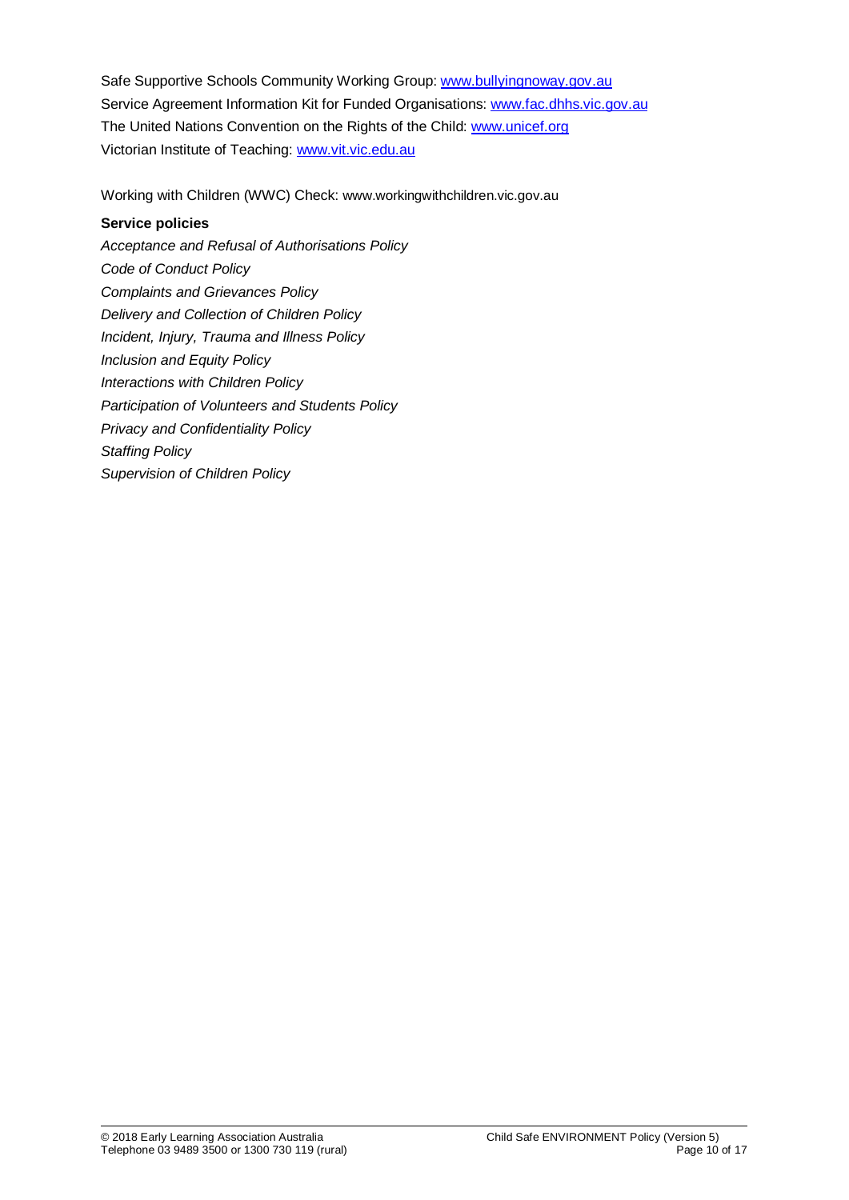Safe Supportive Schools Community Working Group: [www.bullyingnoway.gov.au](http://www.bullyingnoway.gov.au)
Service Agreement Information Kit for Funded Organisations: [www.fac.dhhs.vic.gov.au](http://www.fac.dhhs.vic.gov.au)
The United Nations Convention on the Rights of the Child: [www.unicef.org](http://www.unicef.org)
Victorian Institute of Teaching: [www.vit.vic.edu.au](http://www.vit.vic.edu.au)

Working with Children (WWC) Check: www.workingwithchildren.vic.gov.au

**Service policies**

*Acceptance and Refusal of Authorisations Policy*
*Code of Conduct Policy*
*Complaints and Grievances Policy*
*Delivery and Collection of Children Policy*
*Incident, Injury, Trauma and Illness Policy*
*Inclusion and Equity Policy*
*Interactions with Children Policy*
*Participation of Volunteers and Students Policy*
*Privacy and Confidentiality Policy*
*Staffing Policy*
*Supervision of Children Policy*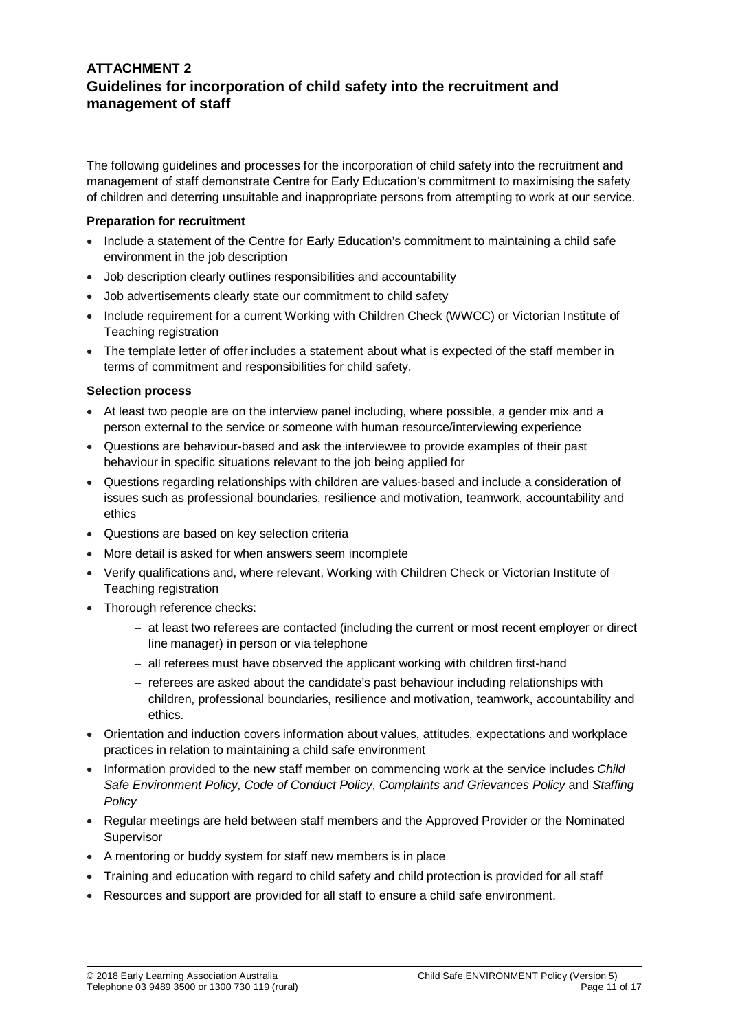## ATTACHMENT 2
## Guidelines for incorporation of child safety into the recruitment and management of staff

The following guidelines and processes for the incorporation of child safety into the recruitment and management of staff demonstrate Centre for Early Education's commitment to maximising the safety of children and deterring unsuitable and inappropriate persons from attempting to work at our service.

**Preparation for recruitment**

- Include a statement of the Centre for Early Education's commitment to maintaining a child safe environment in the job description
- Job description clearly outlines responsibilities and accountability
- Job advertisements clearly state our commitment to child safety
- Include requirement for a current Working with Children Check (WWCC) or Victorian Institute of Teaching registration
- The template letter of offer includes a statement about what is expected of the staff member in terms of commitment and responsibilities for child safety.

**Selection process**

- At least two people are on the interview panel including, where possible, a gender mix and a person external to the service or someone with human resource/interviewing experience
- Questions are behaviour-based and ask the interviewee to provide examples of their past behaviour in specific situations relevant to the job being applied for
- Questions regarding relationships with children are values-based and include a consideration of issues such as professional boundaries, resilience and motivation, teamwork, accountability and ethics
- Questions are based on key selection criteria
- More detail is asked for when answers seem incomplete
- Verify qualifications and, where relevant, Working with Children Check or Victorian Institute of Teaching registration
- Thorough reference checks:
  - at least two referees are contacted (including the current or most recent employer or direct line manager) in person or via telephone
  - all referees must have observed the applicant working with children first-hand
  - referees are asked about the candidate's past behaviour including relationships with children, professional boundaries, resilience and motivation, teamwork, accountability and ethics.
- Orientation and induction covers information about values, attitudes, expectations and workplace practices in relation to maintaining a child safe environment
- Information provided to the new staff member on commencing work at the service includes *Child Safe Environment Policy*, *Code of Conduct Policy*, *Complaints and Grievances Policy* and *Staffing Policy*
- Regular meetings are held between staff members and the Approved Provider or the Nominated Supervisor
- A mentoring or buddy system for staff new members is in place
- Training and education with regard to child safety and child protection is provided for all staff
- Resources and support are provided for all staff to ensure a child safe environment.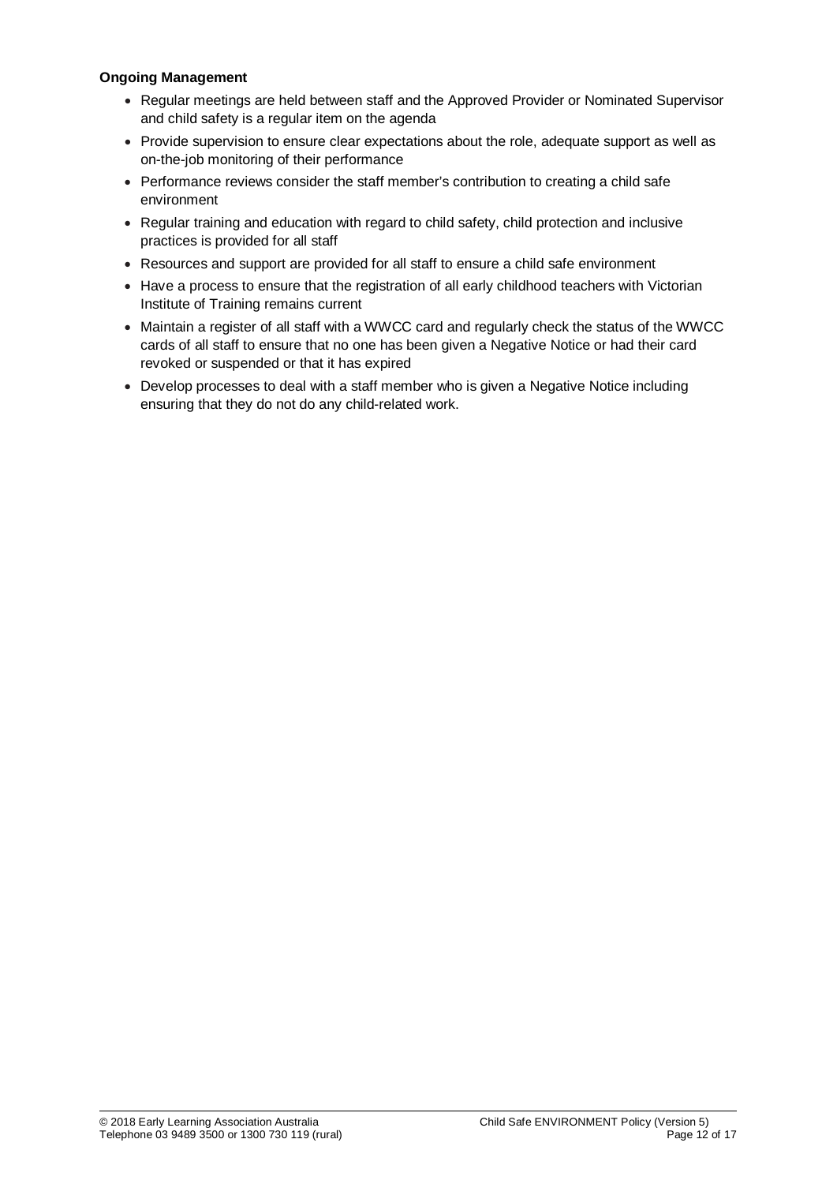**Ongoing Management**

- Regular meetings are held between staff and the Approved Provider or Nominated Supervisor and child safety is a regular item on the agenda
- Provide supervision to ensure clear expectations about the role, adequate support as well as on-the-job monitoring of their performance
- Performance reviews consider the staff member's contribution to creating a child safe environment
- Regular training and education with regard to child safety, child protection and inclusive practices is provided for all staff
- Resources and support are provided for all staff to ensure a child safe environment
- Have a process to ensure that the registration of all early childhood teachers with Victorian Institute of Training remains current
- Maintain a register of all staff with a WWCC card and regularly check the status of the WWCC cards of all staff to ensure that no one has been given a Negative Notice or had their card revoked or suspended or that it has expired
- Develop processes to deal with a staff member who is given a Negative Notice including ensuring that they do not do any child-related work.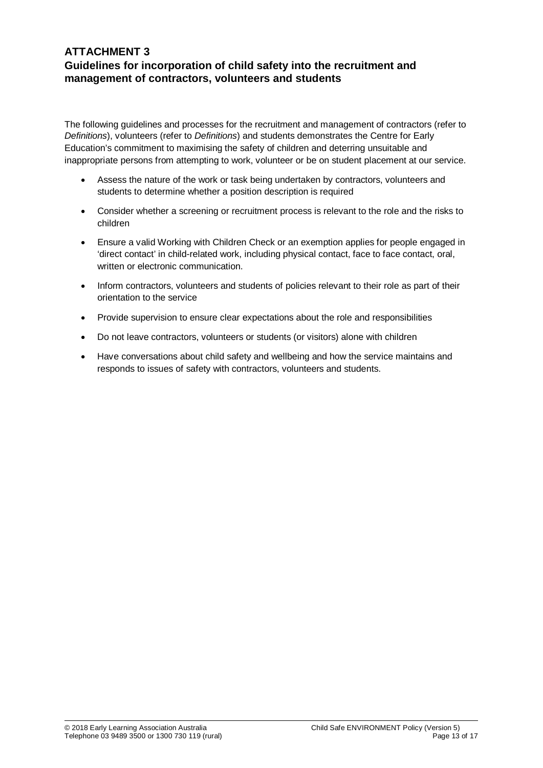## ATTACHMENT 3
## Guidelines for incorporation of child safety into the recruitment and management of contractors, volunteers and students

The following guidelines and processes for the recruitment and management of contractors (refer to *Definitions*), volunteers (refer to *Definitions*) and students demonstrates the Centre for Early Education's commitment to maximising the safety of children and deterring unsuitable and inappropriate persons from attempting to work, volunteer or be on student placement at our service.

- Assess the nature of the work or task being undertaken by contractors, volunteers and students to determine whether a position description is required
- Consider whether a screening or recruitment process is relevant to the role and the risks to children
- Ensure a valid Working with Children Check or an exemption applies for people engaged in 'direct contact' in child-related work, including physical contact, face to face contact, oral, written or electronic communication.
- Inform contractors, volunteers and students of policies relevant to their role as part of their orientation to the service
- Provide supervision to ensure clear expectations about the role and responsibilities
- Do not leave contractors, volunteers or students (or visitors) alone with children
- Have conversations about child safety and wellbeing and how the service maintains and responds to issues of safety with contractors, volunteers and students.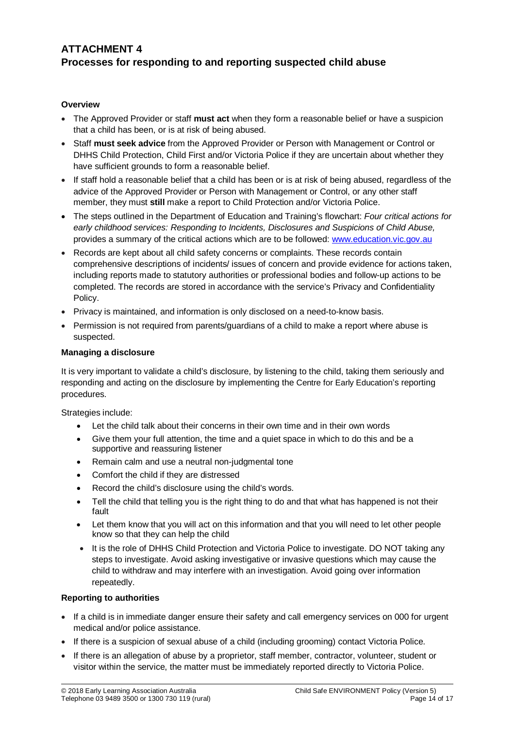# ATTACHMENT 4
## Processes for responding to and reporting suspected child abuse

**Overview**

- The Approved Provider or staff **must act** when they form a reasonable belief or have a suspicion that a child has been, or is at risk of being abused.
- Staff **must seek advice** from the Approved Provider or Person with Management or Control or DHHS Child Protection, Child First and/or Victoria Police if they are uncertain about whether they have sufficient grounds to form a reasonable belief.
- If staff hold a reasonable belief that a child has been or is at risk of being abused, regardless of the advice of the Approved Provider or Person with Management or Control, or any other staff member, they must **still** make a report to Child Protection and/or Victoria Police.
- The steps outlined in the Department of Education and Training's flowchart: *Four critical actions for early childhood services: Responding to Incidents, Disclosures and Suspicions of Child Abuse,* provides a summary of the critical actions which are to be followed: [www.education.vic.gov.au](www.education.vic.gov.au)
- Records are kept about all child safety concerns or complaints. These records contain comprehensive descriptions of incidents/ issues of concern and provide evidence for actions taken, including reports made to statutory authorities or professional bodies and follow-up actions to be completed. The records are stored in accordance with the service's Privacy and Confidentiality Policy.
- Privacy is maintained, and information is only disclosed on a need-to-know basis.
- Permission is not required from parents/guardians of a child to make a report where abuse is suspected.

**Managing a disclosure**

It is very important to validate a child's disclosure, by listening to the child, taking them seriously and responding and acting on the disclosure by implementing the Centre for Early Education's reporting procedures.

Strategies include:

- Let the child talk about their concerns in their own time and in their own words
- Give them your full attention, the time and a quiet space in which to do this and be a supportive and reassuring listener
- Remain calm and use a neutral non-judgmental tone
- Comfort the child if they are distressed
- Record the child's disclosure using the child's words.
- Tell the child that telling you is the right thing to do and that what has happened is not their fault
- Let them know that you will act on this information and that you will need to let other people know so that they can help the child
- It is the role of DHHS Child Protection and Victoria Police to investigate. DO NOT taking any steps to investigate. Avoid asking investigative or invasive questions which may cause the child to withdraw and may interfere with an investigation. Avoid going over information repeatedly.

**Reporting to authorities**

- If a child is in immediate danger ensure their safety and call emergency services on 000 for urgent medical and/or police assistance.
- If there is a suspicion of sexual abuse of a child (including grooming) contact Victoria Police.
- If there is an allegation of abuse by a proprietor, staff member, contractor, volunteer, student or visitor within the service, the matter must be immediately reported directly to Victoria Police.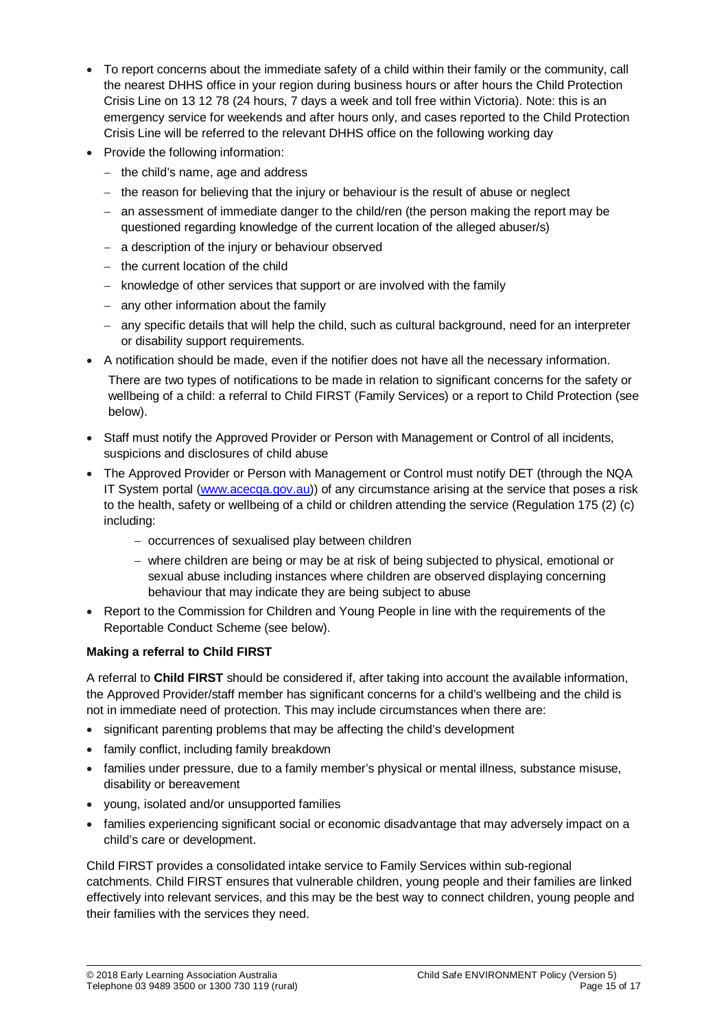- To report concerns about the immediate safety of a child within their family or the community, call the nearest DHHS office in your region during business hours or after hours the Child Protection Crisis Line on 13 12 78 (24 hours, 7 days a week and toll free within Victoria). Note: this is an emergency service for weekends and after hours only, and cases reported to the Child Protection Crisis Line will be referred to the relevant DHHS office on the following working day
- Provide the following information:
  - the child's name, age and address
  - the reason for believing that the injury or behaviour is the result of abuse or neglect
  - an assessment of immediate danger to the child/ren (the person making the report may be questioned regarding knowledge of the current location of the alleged abuser/s)
  - a description of the injury or behaviour observed
  - the current location of the child
  - knowledge of other services that support or are involved with the family
  - any other information about the family
  - any specific details that will help the child, such as cultural background, need for an interpreter or disability support requirements.
- A notification should be made, even if the notifier does not have all the necessary information.

  There are two types of notifications to be made in relation to significant concerns for the safety or wellbeing of a child: a referral to Child FIRST (Family Services) or a report to Child Protection (see below).

- Staff must notify the Approved Provider or Person with Management or Control of all incidents, suspicions and disclosures of child abuse
- The Approved Provider or Person with Management or Control must notify DET (through the NQA IT System portal ([www.acecqa.gov.au](www.acecqa.gov.au))) of any circumstance arising at the service that poses a risk to the health, safety or wellbeing of a child or children attending the service (Regulation 175 (2) (c) including:
  - occurrences of sexualised play between children
  - where children are being or may be at risk of being subjected to physical, emotional or sexual abuse including instances where children are observed displaying concerning behaviour that may indicate they are being subject to abuse
- Report to the Commission for Children and Young People in line with the requirements of the Reportable Conduct Scheme (see below).

**Making a referral to Child FIRST**

A referral to **Child FIRST** should be considered if, after taking into account the available information, the Approved Provider/staff member has significant concerns for a child's wellbeing and the child is not in immediate need of protection. This may include circumstances when there are:

- significant parenting problems that may be affecting the child's development
- family conflict, including family breakdown
- families under pressure, due to a family member's physical or mental illness, substance misuse, disability or bereavement
- young, isolated and/or unsupported families
- families experiencing significant social or economic disadvantage that may adversely impact on a child's care or development.

Child FIRST provides a consolidated intake service to Family Services within sub-regional catchments. Child FIRST ensures that vulnerable children, young people and their families are linked effectively into relevant services, and this may be the best way to connect children, young people and their families with the services they need.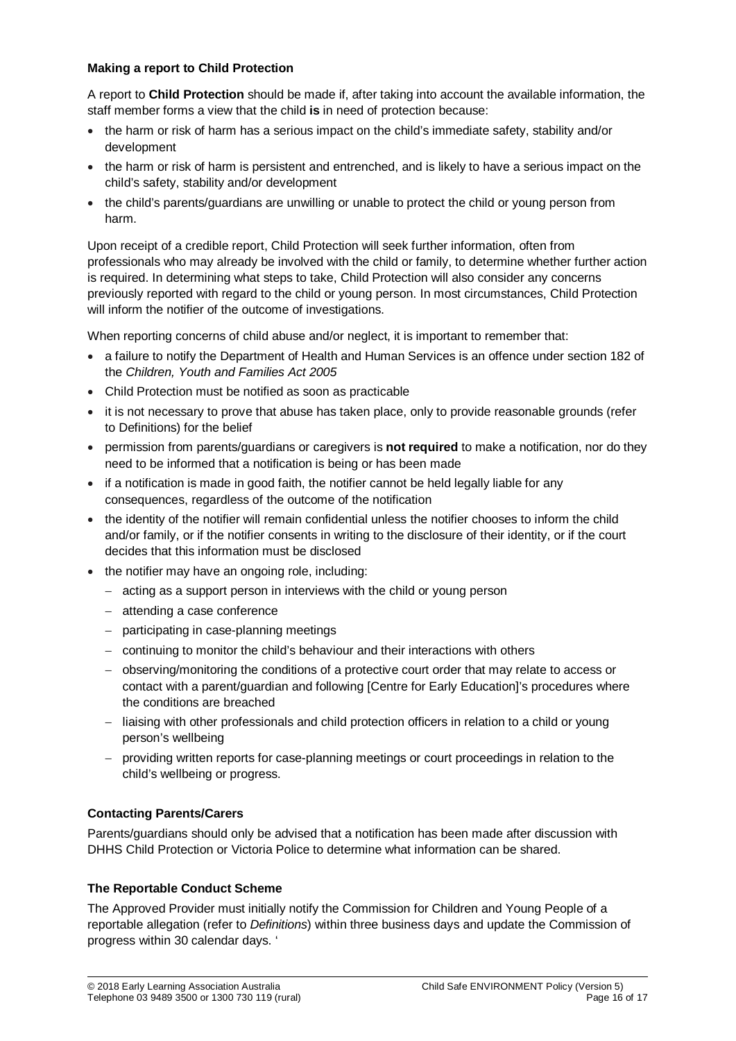**Making a report to Child Protection**

A report to **Child Protection** should be made if, after taking into account the available information, the staff member forms a view that the child **is** in need of protection because:

- the harm or risk of harm has a serious impact on the child's immediate safety, stability and/or development
- the harm or risk of harm is persistent and entrenched, and is likely to have a serious impact on the child's safety, stability and/or development
- the child's parents/guardians are unwilling or unable to protect the child or young person from harm.

Upon receipt of a credible report, Child Protection will seek further information, often from professionals who may already be involved with the child or family, to determine whether further action is required. In determining what steps to take, Child Protection will also consider any concerns previously reported with regard to the child or young person. In most circumstances, Child Protection will inform the notifier of the outcome of investigations.

When reporting concerns of child abuse and/or neglect, it is important to remember that:

- a failure to notify the Department of Health and Human Services is an offence under section 182 of the *Children, Youth and Families Act 2005*
- Child Protection must be notified as soon as practicable
- it is not necessary to prove that abuse has taken place, only to provide reasonable grounds (refer to Definitions) for the belief
- permission from parents/guardians or caregivers is **not required** to make a notification, nor do they need to be informed that a notification is being or has been made
- if a notification is made in good faith, the notifier cannot be held legally liable for any consequences, regardless of the outcome of the notification
- the identity of the notifier will remain confidential unless the notifier chooses to inform the child and/or family, or if the notifier consents in writing to the disclosure of their identity, or if the court decides that this information must be disclosed
- the notifier may have an ongoing role, including:
  - acting as a support person in interviews with the child or young person
  - attending a case conference
  - participating in case-planning meetings
  - continuing to monitor the child's behaviour and their interactions with others
  - observing/monitoring the conditions of a protective court order that may relate to access or contact with a parent/guardian and following [Centre for Early Education]'s procedures where the conditions are breached
  - liaising with other professionals and child protection officers in relation to a child or young person's wellbeing
  - providing written reports for case-planning meetings or court proceedings in relation to the child's wellbeing or progress.

**Contacting Parents/Carers**

Parents/guardians should only be advised that a notification has been made after discussion with DHHS Child Protection or Victoria Police to determine what information can be shared.

**The Reportable Conduct Scheme**

The Approved Provider must initially notify the Commission for Children and Young People of a reportable allegation (refer to *Definitions*) within three business days and update the Commission of progress within 30 calendar days. '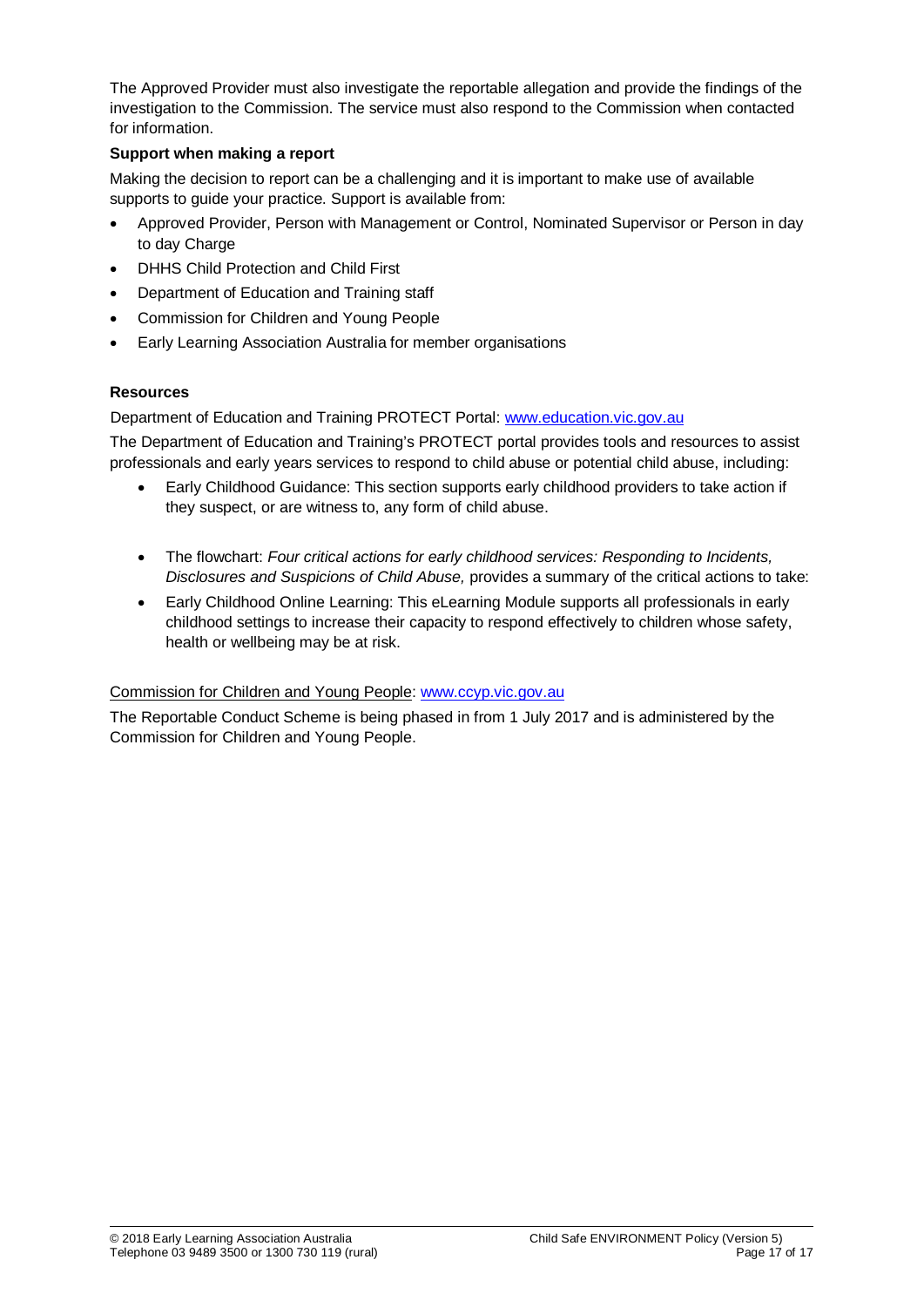The Approved Provider must also investigate the reportable allegation and provide the findings of the investigation to the Commission. The service must also respond to the Commission when contacted for information.

**Support when making a report**

Making the decision to report can be a challenging and it is important to make use of available supports to guide your practice. Support is available from:

- Approved Provider, Person with Management or Control, Nominated Supervisor or Person in day to day Charge
- DHHS Child Protection and Child First
- Department of Education and Training staff
- Commission for Children and Young People
- Early Learning Association Australia for member organisations

**Resources**

Department of Education and Training PROTECT Portal: [www.education.vic.gov.au](http://www.education.vic.gov.au)

The Department of Education and Training's PROTECT portal provides tools and resources to assist professionals and early years services to respond to child abuse or potential child abuse, including:

- Early Childhood Guidance: This section supports early childhood providers to take action if they suspect, or are witness to, any form of child abuse.
- The flowchart: *Four critical actions for early childhood services: Responding to Incidents, Disclosures and Suspicions of Child Abuse,* provides a summary of the critical actions to take:
- Early Childhood Online Learning: This eLearning Module supports all professionals in early childhood settings to increase their capacity to respond effectively to children whose safety, health or wellbeing may be at risk.

Commission for Children and Young People: [www.ccyp.vic.gov.au](http://www.ccyp.vic.gov.au)

The Reportable Conduct Scheme is being phased in from 1 July 2017 and is administered by the Commission for Children and Young People.